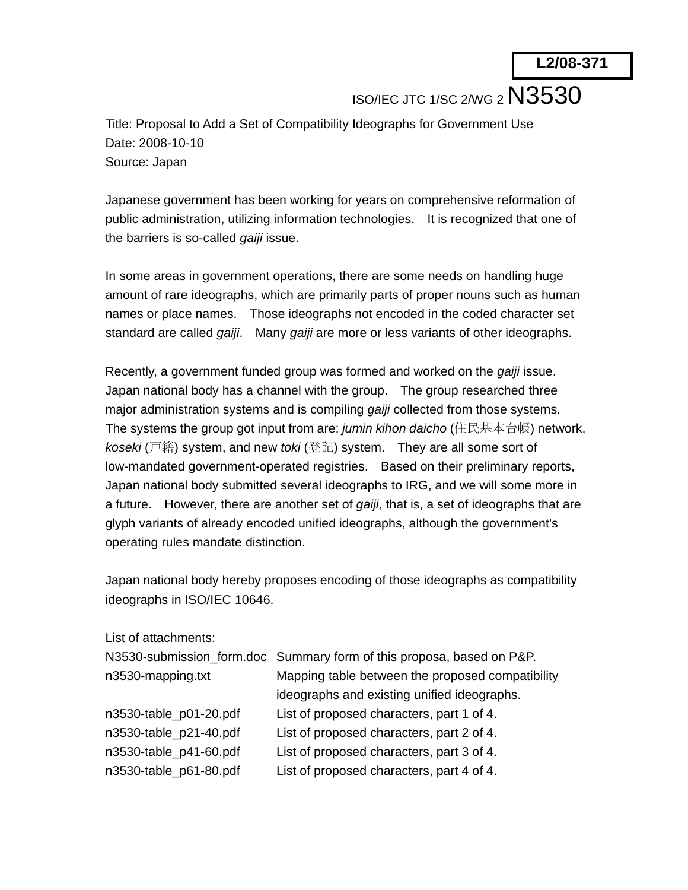**L2/08-371**

ISO/IEC JTC 1/SC 2/WG 2 N3530

Title: Proposal to Add a Set of Compatibility Ideographs for Government Use
Date: 2008-10-10
Source: Japan

Japanese government has been working for years on comprehensive reformation of public administration, utilizing information technologies.　It is recognized that one of the barriers is so-called *gaiji* issue.

In some areas in government operations, there are some needs on handling huge amount of rare ideographs, which are primarily parts of proper nouns such as human names or place names.　Those ideographs not encoded in the coded character set standard are called *gaiji*.　Many *gaiji* are more or less variants of other ideographs.

Recently, a government funded group was formed and worked on the *gaiji* issue. Japan national body has a channel with the group.　The group researched three major administration systems and is compiling *gaiji* collected from those systems. The systems the group got input from are: *jumin kihon daicho* (住民基本台帳) network, *koseki* (戸籍) system, and new *toki* (登記) system.　They are all some sort of low-mandated government-operated registries.　Based on their preliminary reports, Japan national body submitted several ideographs to IRG, and we will some more in a future.　However, there are another set of *gaiji*, that is, a set of ideographs that are glyph variants of already encoded unified ideographs, although the government's operating rules mandate distinction.

Japan national body hereby proposes encoding of those ideographs as compatibility ideographs in ISO/IEC 10646.

List of attachments:

| | |
|---|---|
| N3530-submission_form.doc | Summary form of this proposa, based on P&P. |
| n3530-mapping.txt | Mapping table between the proposed compatibility ideographs and existing unified ideographs. |
| n3530-table_p01-20.pdf | List of proposed characters, part 1 of 4. |
| n3530-table_p21-40.pdf | List of proposed characters, part 2 of 4. |
| n3530-table_p41-60.pdf | List of proposed characters, part 3 of 4. |
| n3530-table_p61-80.pdf | List of proposed characters, part 4 of 4. |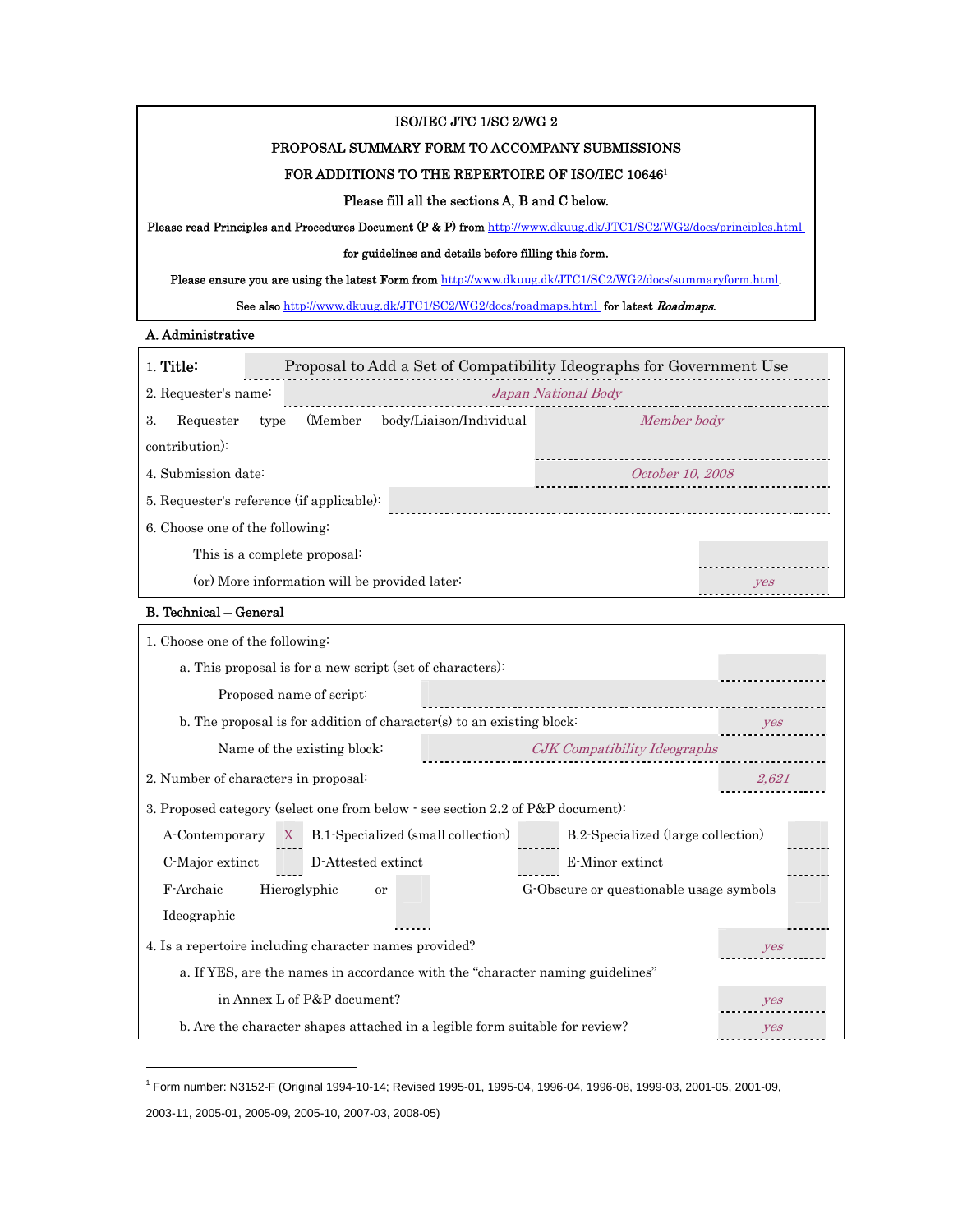**ISO/IEC JTC 1/SC 2/WG 2**

**PROPOSAL SUMMARY FORM TO ACCOMPANY SUBMISSIONS**

**FOR ADDITIONS TO THE REPERTOIRE OF ISO/IEC 10646**[1]

**Please fill all the sections A, B and C below.**

**Please read Principles and Procedures Document (P & P) from** http://www.dkuug.dk/JTC1/SC2/WG2/docs/principles.html **for guidelines and details before filling this form.**

**Please ensure you are using the latest Form from** http://www.dkuug.dk/JTC1/SC2/WG2/docs/summaryform.html.

**See also** http://www.dkuug.dk/JTC1/SC2/WG2/docs/roadmaps.html **for latest *Roadmaps*.**

## A. Administrative

| | |
|---|---|
| 1. **Title:** | Proposal to Add a Set of Compatibility Ideographs for Government Use |
| 2. Requester's name: | *Japan National Body* |
| 3. Requester type (Member body/Liaison/Individual contribution): | *Member body* |
| 4. Submission date: | *October 10, 2008* |
| 5. Requester's reference (if applicable): | |
| 6. Choose one of the following: | |
| This is a complete proposal: | |
| (or) More information will be provided later: | *yes* |

## B. Technical – General

| | |
|---|---|
| 1. Choose one of the following: | |
| a. This proposal is for a new script (set of characters): | |
| Proposed name of script: | |
| b. The proposal is for addition of character(s) to an existing block: | *yes* |
| Name of the existing block: | *CJK Compatibility Ideographs* |
| 2. Number of characters in proposal: | *2,621* |

3. Proposed category (select one from below - see section 2.2 of P&P document):

| | | | | | |
|---|---|---|---|---|---|
| A-Contemporary | X | B.1-Specialized (small collection) | | B.2-Specialized (large collection) | |
| C-Major extinct | | D-Attested extinct | | E-Minor extinct | |
| F-Archaic Hieroglyphic or Ideographic | | | | G-Obscure or questionable usage symbols | |

| | |
|---|---|
| 4. Is a repertoire including character names provided? | *yes* |
| a. If YES, are the names in accordance with the "character naming guidelines" in Annex L of P&P document? | *yes* |
| b. Are the character shapes attached in a legible form suitable for review? | *yes* |

---

[1] Form number: N3152-F (Original 1994-10-14; Revised 1995-01, 1995-04, 1996-04, 1996-08, 1999-03, 2001-05, 2001-09, 2003-11, 2005-01, 2005-09, 2005-10, 2007-03, 2008-05)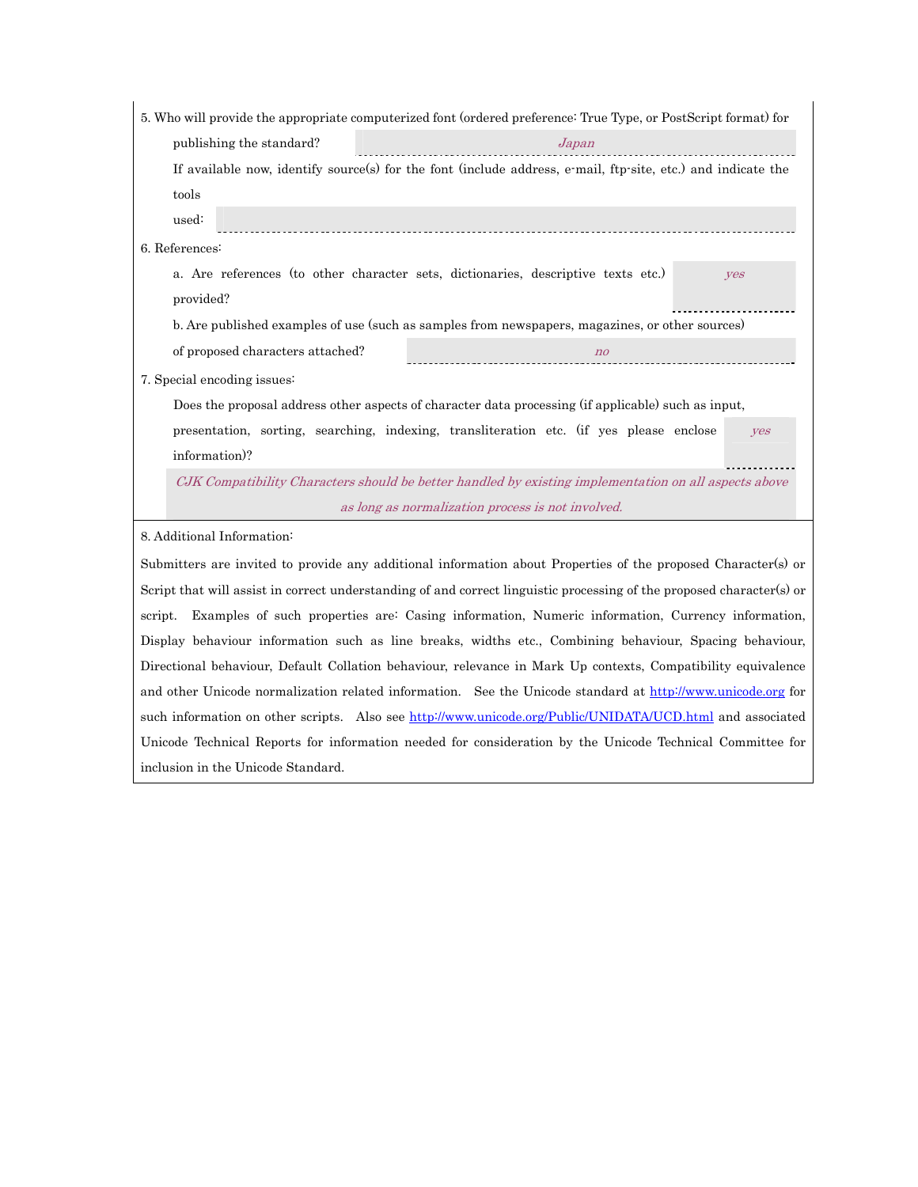5. Who will provide the appropriate computerized font (ordered preference: True Type, or PostScript format) for publishing the standard? *Japan*

If available now, identify source(s) for the font (include address, e-mail, ftp-site, etc.) and indicate the tools used:

6. References:

a. Are references (to other character sets, dictionaries, descriptive texts etc.) provided? *yes*

b. Are published examples of use (such as samples from newspapers, magazines, or other sources) of proposed characters attached? *no*

7. Special encoding issues:

Does the proposal address other aspects of character data processing (if applicable) such as input, presentation, sorting, searching, indexing, transliteration etc. (if yes please enclose information)? *yes*

*CJK Compatibility Characters should be better handled by existing implementation on all aspects above as long as normalization process is not involved.*

8. Additional Information:

Submitters are invited to provide any additional information about Properties of the proposed Character(s) or Script that will assist in correct understanding of and correct linguistic processing of the proposed character(s) or script. Examples of such properties are: Casing information, Numeric information, Currency information, Display behaviour information such as line breaks, widths etc., Combining behaviour, Spacing behaviour, Directional behaviour, Default Collation behaviour, relevance in Mark Up contexts, Compatibility equivalence and other Unicode normalization related information. See the Unicode standard at http://www.unicode.org for such information on other scripts. Also see http://www.unicode.org/Public/UNIDATA/UCD.html and associated Unicode Technical Reports for information needed for consideration by the Unicode Technical Committee for inclusion in the Unicode Standard.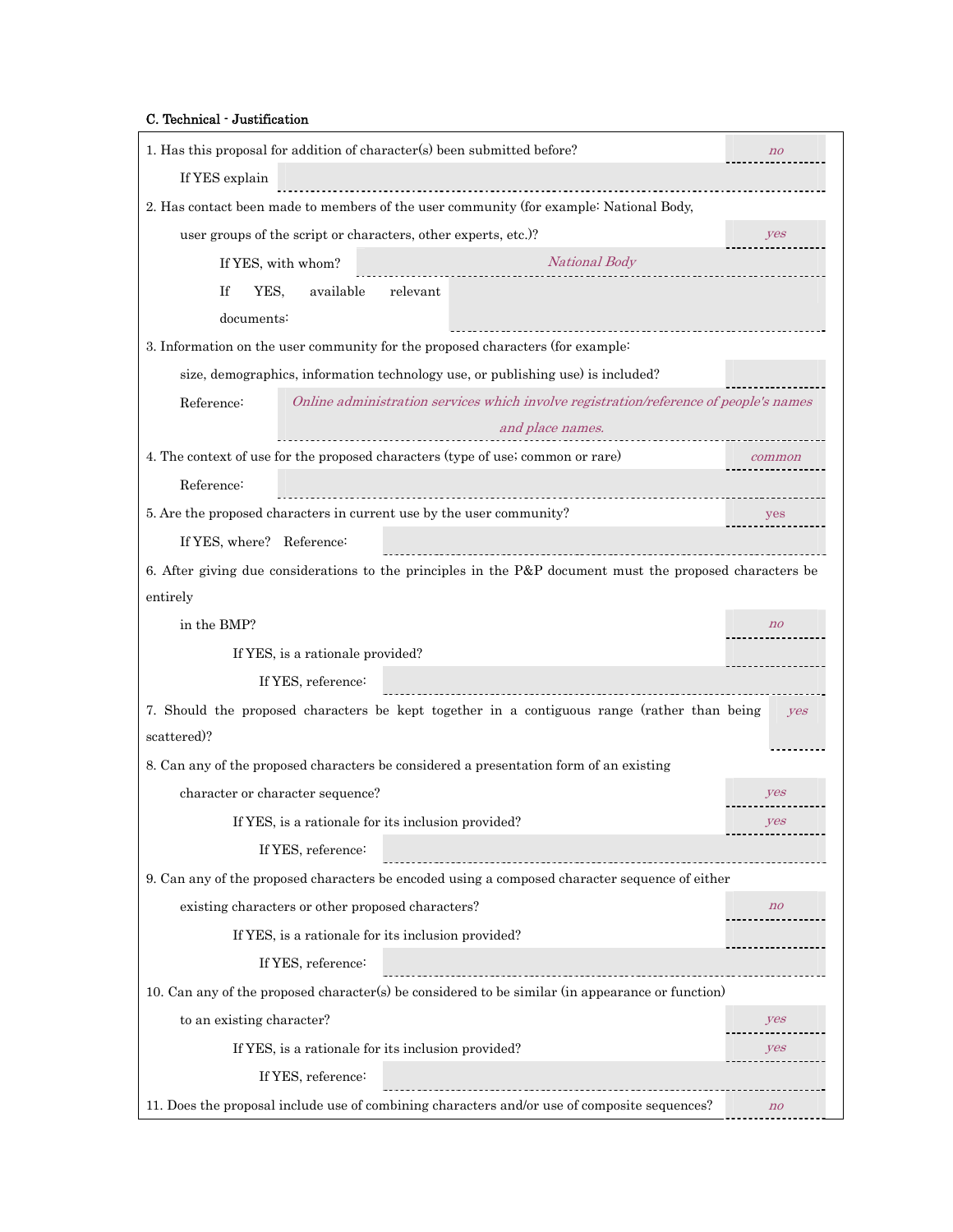**C. Technical - Justification**

| Question | Answer |
| --- | --- |
| 1. Has this proposal for addition of character(s) been submitted before? | *no* |
| If YES explain | |
| 2. Has contact been made to members of the user community (for example: National Body, user groups of the script or characters, other experts, etc.)? | *yes* |
| If YES, with whom? | *National Body* |
| If YES, available relevant documents: | |
| 3. Information on the user community for the proposed characters (for example: size, demographics, information technology use, or publishing use) is included? | |
| Reference: | *Online administration services which involve registration/reference of people's names and place names.* |
| 4. The context of use for the proposed characters (type of use; common or rare) | *common* |
| Reference: | |
| 5. Are the proposed characters in current use by the user community? | *yes* |
| If YES, where? Reference: | |
| 6. After giving due considerations to the principles in the P&P document must the proposed characters be entirely in the BMP? | *no* |
| If YES, is a rationale provided? | |
| If YES, reference: | |
| 7. Should the proposed characters be kept together in a contiguous range (rather than being scattered)? | *yes* |
| 8. Can any of the proposed characters be considered a presentation form of an existing character or character sequence? | *yes* |
| If YES, is a rationale for its inclusion provided? | *yes* |
| If YES, reference: | |
| 9. Can any of the proposed characters be encoded using a composed character sequence of either existing characters or other proposed characters? | *no* |
| If YES, is a rationale for its inclusion provided? | |
| If YES, reference: | |
| 10. Can any of the proposed character(s) be considered to be similar (in appearance or function) to an existing character? | *yes* |
| If YES, is a rationale for its inclusion provided? | *yes* |
| If YES, reference: | |
| 11. Does the proposal include use of combining characters and/or use of composite sequences? | *no* |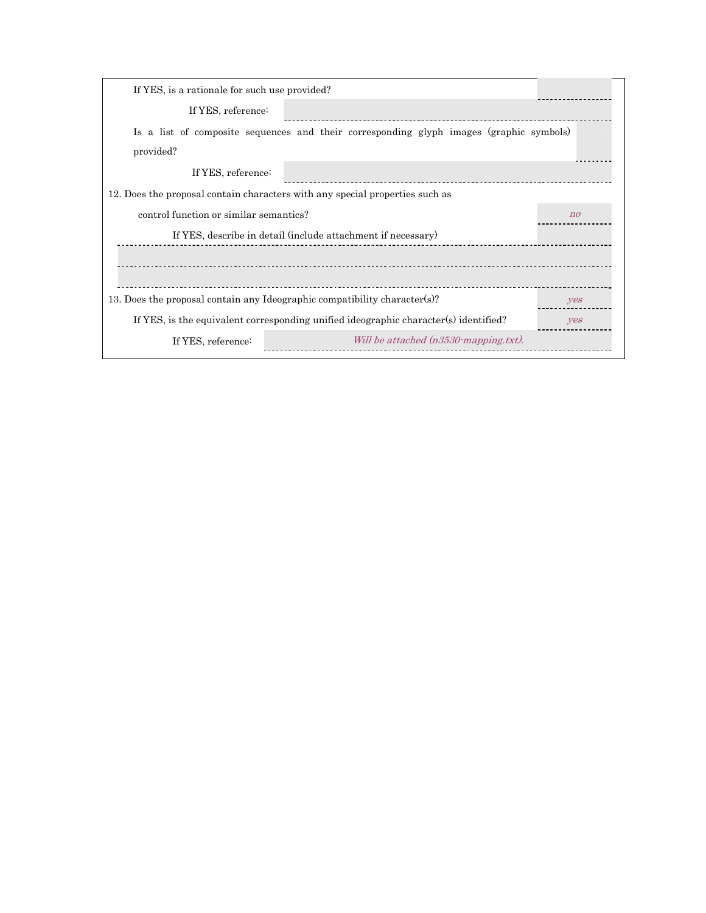If YES, is a rationale for such use provided?

If YES, reference:

Is a list of composite sequences and their corresponding glyph images (graphic symbols) provided?

If YES, reference:

12. Does the proposal contain characters with any special properties such as control function or similar semantics? *no*

If YES, describe in detail (include attachment if necessary)

13. Does the proposal contain any Ideographic compatibility character(s)? *yes*

If YES, is the equivalent corresponding unified ideographic character(s) identified? *yes*

If YES, reference: *Will be attached (n3530-mapping.txt).*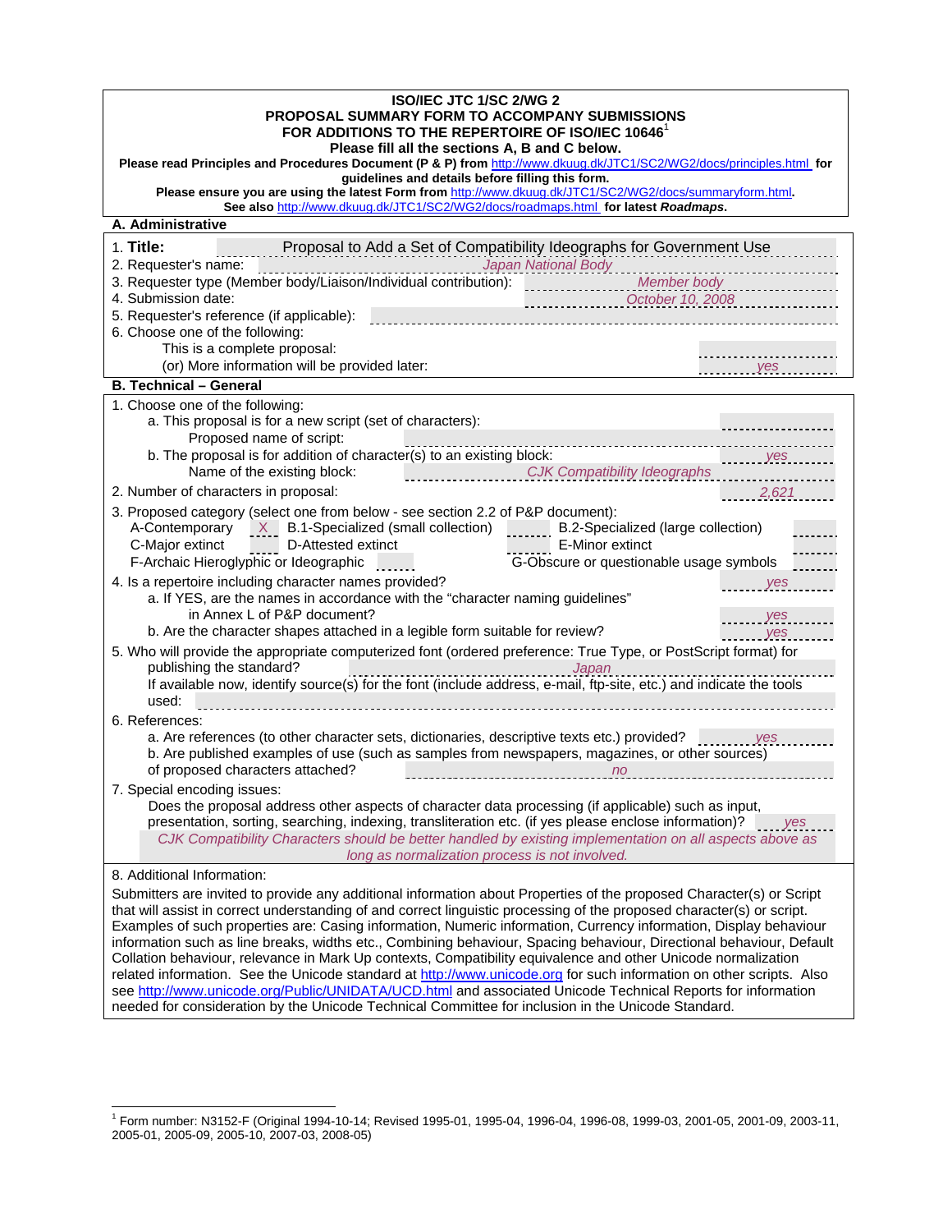**ISO/IEC JTC 1/SC 2/WG 2**
**PROPOSAL SUMMARY FORM TO ACCOMPANY SUBMISSIONS**
**FOR ADDITIONS TO THE REPERTOIRE OF ISO/IEC 10646**[1]
**Please fill all the sections A, B and C below.**

**Please read Principles and Procedures Document (P & P) from** http://www.dkuug.dk/JTC1/SC2/WG2/docs/principles.html **for guidelines and details before filling this form.**

**Please ensure you are using the latest Form from** http://www.dkuug.dk/JTC1/SC2/WG2/docs/summaryform.html**.**

**See also** http://www.dkuug.dk/JTC1/SC2/WG2/docs/roadmaps.html **for latest *Roadmaps*.**

## A. Administrative

1. **Title:** Proposal to Add a Set of Compatibility Ideographs for Government Use
2. Requester's name: *Japan National Body*
3. Requester type (Member body/Liaison/Individual contribution): *Member body*
4. Submission date: *October 10, 2008*
5. Requester's reference (if applicable):
6. Choose one of the following:
   This is a complete proposal:
   (or) More information will be provided later: *yes*

## B. Technical – General

1. Choose one of the following:
   a. This proposal is for a new script (set of characters):
      Proposed name of script:
   b. The proposal is for addition of character(s) to an existing block: *yes*
      Name of the existing block: *CJK Compatibility Ideographs*
2. Number of characters in proposal: *2,621*
3. Proposed category (select one from below - see section 2.2 of P&P document):
   A-Contemporary *X* B.1-Specialized (small collection) B.2-Specialized (large collection)
   C-Major extinct D-Attested extinct E-Minor extinct
   F-Archaic Hieroglyphic or Ideographic G-Obscure or questionable usage symbols
4. Is a repertoire including character names provided? *yes*
   a. If YES, are the names in accordance with the "character naming guidelines" in Annex L of P&P document? *yes*
   b. Are the character shapes attached in a legible form suitable for review? *yes*
5. Who will provide the appropriate computerized font (ordered preference: True Type, or PostScript format) for publishing the standard? *Japan*
   If available now, identify source(s) for the font (include address, e-mail, ftp-site, etc.) and indicate the tools used:
6. References:
   a. Are references (to other character sets, dictionaries, descriptive texts etc.) provided? *yes*
   b. Are published examples of use (such as samples from newspapers, magazines, or other sources) of proposed characters attached? *no*
7. Special encoding issues:
   Does the proposal address other aspects of character data processing (if applicable) such as input, presentation, sorting, searching, indexing, transliteration etc. (if yes please enclose information)? *yes*
   *CJK Compatibility Characters should be better handled by existing implementation on all aspects above as long as normalization process is not involved.*
8. Additional Information:

Submitters are invited to provide any additional information about Properties of the proposed Character(s) or Script that will assist in correct understanding of and correct linguistic processing of the proposed character(s) or script. Examples of such properties are: Casing information, Numeric information, Currency information, Display behaviour information such as line breaks, widths etc., Combining behaviour, Spacing behaviour, Directional behaviour, Default Collation behaviour, relevance in Mark Up contexts, Compatibility equivalence and other Unicode normalization related information. See the Unicode standard at http://www.unicode.org for such information on other scripts. Also see http://www.unicode.org/Public/UNIDATA/UCD.html and associated Unicode Technical Reports for information needed for consideration by the Unicode Technical Committee for inclusion in the Unicode Standard.

[1] Form number: N3152-F (Original 1994-10-14; Revised 1995-01, 1995-04, 1996-04, 1996-08, 1999-03, 2001-05, 2001-09, 2003-11, 2005-01, 2005-09, 2005-10, 2007-03, 2008-05)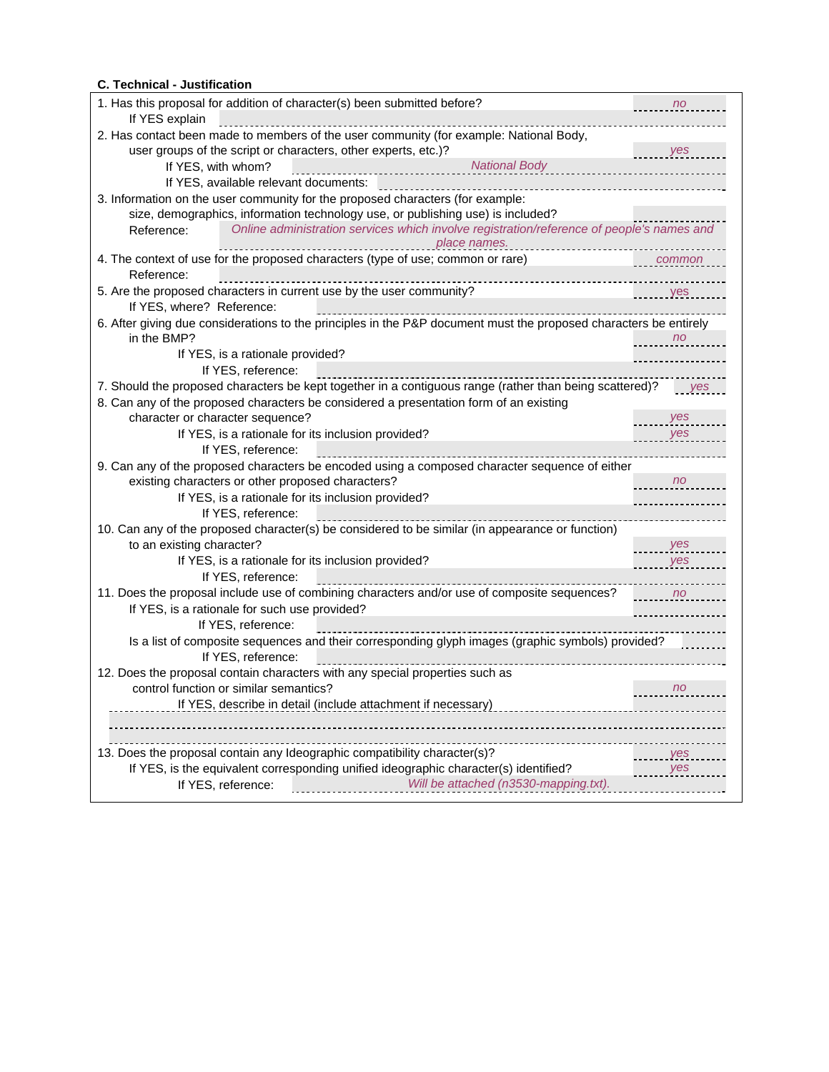**C. Technical - Justification**

1. Has this proposal for addition of character(s) been submitted before? *no*
   If YES explain
2. Has contact been made to members of the user community (for example: National Body, user groups of the script or characters, other experts, etc.)? *yes*
   If YES, with whom? *National Body*
   If YES, available relevant documents:
3. Information on the user community for the proposed characters (for example: size, demographics, information technology use, or publishing use) is included?
   Reference: *Online administration services which involve registration/reference of people's names and place names.*
4. The context of use for the proposed characters (type of use; common or rare) *common*
   Reference:
5. Are the proposed characters in current use by the user community? *yes*
   If YES, where? Reference:
6. After giving due considerations to the principles in the P&P document must the proposed characters be entirely in the BMP? *no*
   If YES, is a rationale provided?
   If YES, reference:
7. Should the proposed characters be kept together in a contiguous range (rather than being scattered)? *yes*
8. Can any of the proposed characters be considered a presentation form of an existing character or character sequence? *yes*
   If YES, is a rationale for its inclusion provided? *yes*
   If YES, reference:
9. Can any of the proposed characters be encoded using a composed character sequence of either existing characters or other proposed characters? *no*
   If YES, is a rationale for its inclusion provided?
   If YES, reference:
10. Can any of the proposed character(s) be considered to be similar (in appearance or function) to an existing character? *yes*
    If YES, is a rationale for its inclusion provided? *yes*
    If YES, reference:
11. Does the proposal include use of combining characters and/or use of composite sequences? *no*
    If YES, is a rationale for such use provided?
    If YES, reference:
    Is a list of composite sequences and their corresponding glyph images (graphic symbols) provided?
    If YES, reference:
12. Does the proposal contain characters with any special properties such as control function or similar semantics? *no*
    If YES, describe in detail (include attachment if necessary)
13. Does the proposal contain any Ideographic compatibility character(s)? *yes*
    If YES, is the equivalent corresponding unified ideographic character(s) identified? *yes*
    If YES, reference: *Will be attached (n3530-mapping.txt).*